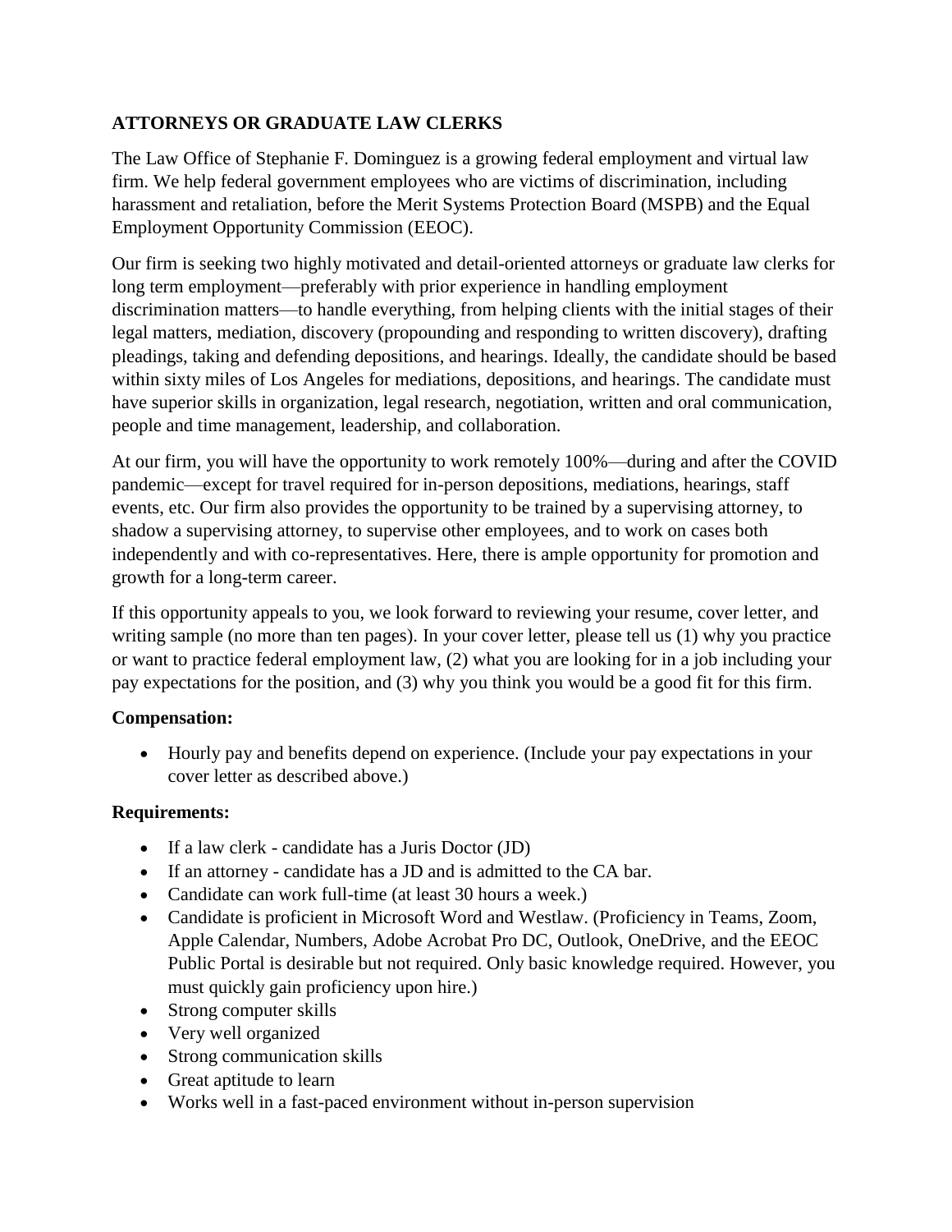# ATTORNEYS OR GRADUATE LAW CLERKS

The Law Office of Stephanie F. Dominguez is a growing federal employment and virtual law firm. We help federal government employees who are victims of discrimination, including harassment and retaliation, before the Merit Systems Protection Board (MSPB) and the Equal Employment Opportunity Commission (EEOC).

Our firm is seeking two highly motivated and detail-oriented attorneys or graduate law clerks for long term employment—preferably with prior experience in handling employment discrimination matters—to handle everything, from helping clients with the initial stages of their legal matters, mediation, discovery (propounding and responding to written discovery), drafting pleadings, taking and defending depositions, and hearings. Ideally, the candidate should be based within sixty miles of Los Angeles for mediations, depositions, and hearings. The candidate must have superior skills in organization, legal research, negotiation, written and oral communication, people and time management, leadership, and collaboration.

At our firm, you will have the opportunity to work remotely 100%—during and after the COVID pandemic—except for travel required for in-person depositions, mediations, hearings, staff events, etc. Our firm also provides the opportunity to be trained by a supervising attorney, to shadow a supervising attorney, to supervise other employees, and to work on cases both independently and with co-representatives. Here, there is ample opportunity for promotion and growth for a long-term career.

If this opportunity appeals to you, we look forward to reviewing your resume, cover letter, and writing sample (no more than ten pages). In your cover letter, please tell us (1) why you practice or want to practice federal employment law, (2) what you are looking for in a job including your pay expectations for the position, and (3) why you think you would be a good fit for this firm.

**Compensation:**

- Hourly pay and benefits depend on experience. (Include your pay expectations in your cover letter as described above.)

**Requirements:**

- If a law clerk - candidate has a Juris Doctor (JD)
- If an attorney - candidate has a JD and is admitted to the CA bar.
- Candidate can work full-time (at least 30 hours a week.)
- Candidate is proficient in Microsoft Word and Westlaw. (Proficiency in Teams, Zoom, Apple Calendar, Numbers, Adobe Acrobat Pro DC, Outlook, OneDrive, and the EEOC Public Portal is desirable but not required. Only basic knowledge required. However, you must quickly gain proficiency upon hire.)
- Strong computer skills
- Very well organized
- Strong communication skills
- Great aptitude to learn
- Works well in a fast-paced environment without in-person supervision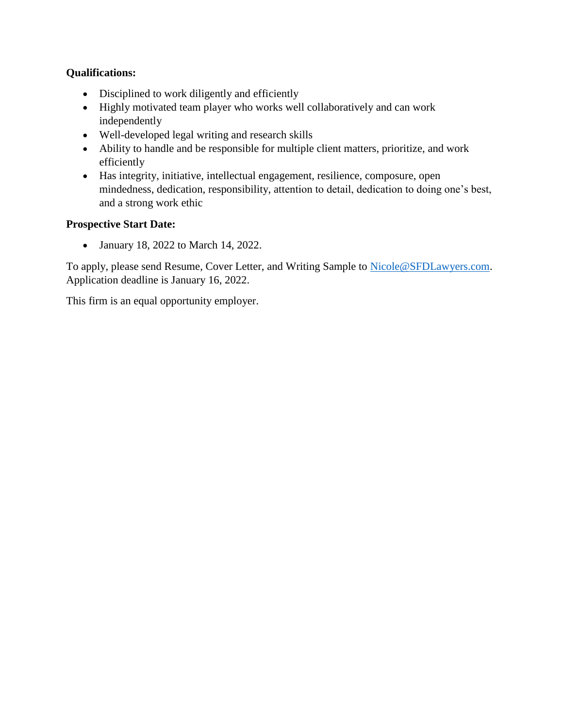**Qualifications:**

- Disciplined to work diligently and efficiently
- Highly motivated team player who works well collaboratively and can work independently
- Well-developed legal writing and research skills
- Ability to handle and be responsible for multiple client matters, prioritize, and work efficiently
- Has integrity, initiative, intellectual engagement, resilience, composure, open mindedness, dedication, responsibility, attention to detail, dedication to doing one's best, and a strong work ethic

**Prospective Start Date:**

- January 18, 2022 to March 14, 2022.

To apply, please send Resume, Cover Letter, and Writing Sample to Nicole@SFDLawyers.com. Application deadline is January 16, 2022.

This firm is an equal opportunity employer.